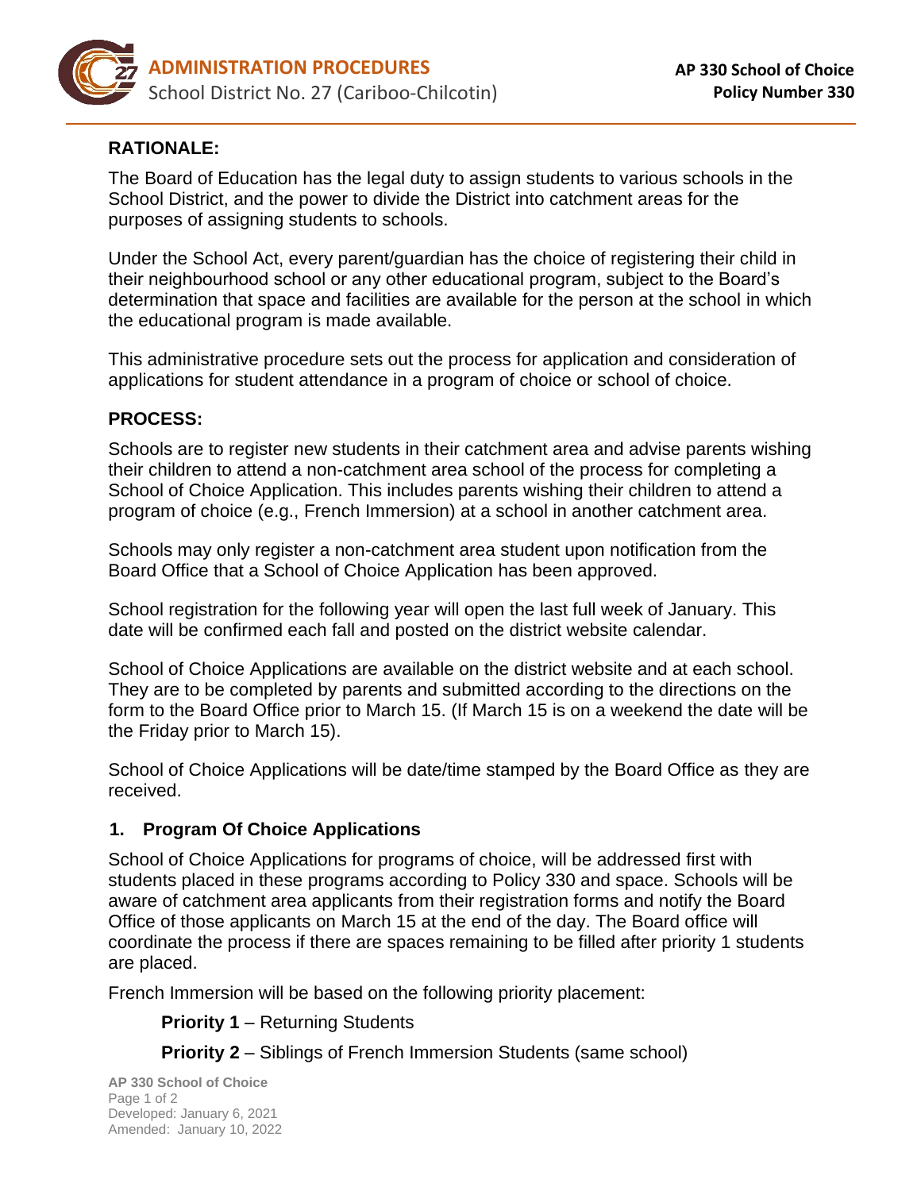## RATIONALE:

The Board of Education has the legal duty to assign students to various schools in the School District, and the power to divide the District into catchment areas for the purposes of assigning students to schools.

Under the School Act, every parent/guardian has the choice of registering their child in their neighbourhood school or any other educational program, subject to the Board's determination that space and facilities are available for the person at the school in which the educational program is made available.

This administrative procedure sets out the process for application and consideration of applications for student attendance in a program of choice or school of choice.

## PROCESS:

Schools are to register new students in their catchment area and advise parents wishing their children to attend a non-catchment area school of the process for completing a School of Choice Application. This includes parents wishing their children to attend a program of choice (e.g., French Immersion) at a school in another catchment area.

Schools may only register a non-catchment area student upon notification from the Board Office that a School of Choice Application has been approved.

School registration for the following year will open the last full week of January. This date will be confirmed each fall and posted on the district website calendar.

School of Choice Applications are available on the district website and at each school. They are to be completed by parents and submitted according to the directions on the form to the Board Office prior to March 15. (If March 15 is on a weekend the date will be the Friday prior to March 15).

School of Choice Applications will be date/time stamped by the Board Office as they are received.

### 1. Program Of Choice Applications

School of Choice Applications for programs of choice, will be addressed first with students placed in these programs according to Policy 330 and space. Schools will be aware of catchment area applicants from their registration forms and notify the Board Office of those applicants on March 15 at the end of the day. The Board office will coordinate the process if there are spaces remaining to be filled after priority 1 students are placed.

French Immersion will be based on the following priority placement:

**Priority 1** – Returning Students

**Priority 2** – Siblings of French Immersion Students (same school)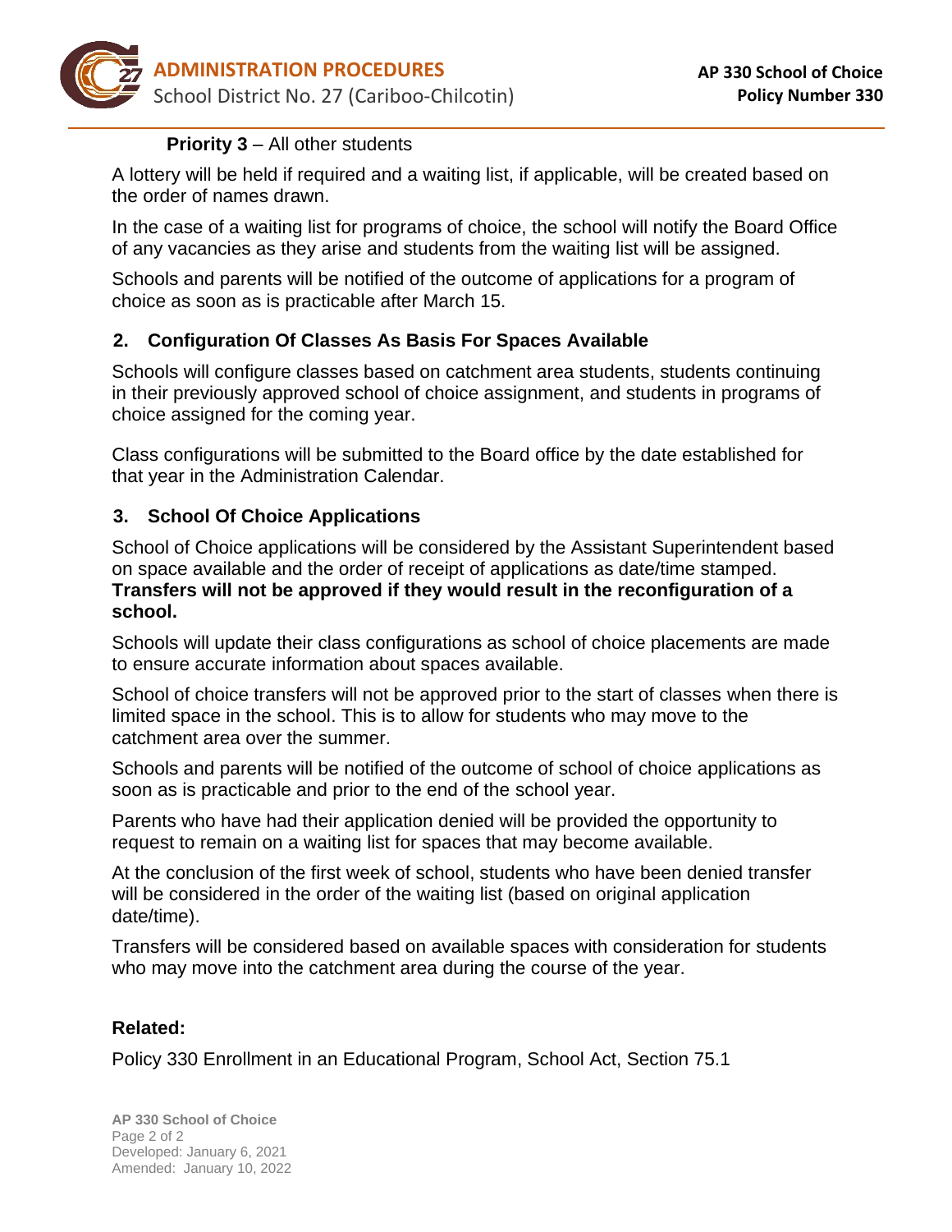**Priority 3** – All other students

A lottery will be held if required and a waiting list, if applicable, will be created based on the order of names drawn.

In the case of a waiting list for programs of choice, the school will notify the Board Office of any vacancies as they arise and students from the waiting list will be assigned.

Schools and parents will be notified of the outcome of applications for a program of choice as soon as is practicable after March 15.

## 2. Configuration Of Classes As Basis For Spaces Available

Schools will configure classes based on catchment area students, students continuing in their previously approved school of choice assignment, and students in programs of choice assigned for the coming year.

Class configurations will be submitted to the Board office by the date established for that year in the Administration Calendar.

## 3. School Of Choice Applications

School of Choice applications will be considered by the Assistant Superintendent based on space available and the order of receipt of applications as date/time stamped. **Transfers will not be approved if they would result in the reconfiguration of a school.**

Schools will update their class configurations as school of choice placements are made to ensure accurate information about spaces available.

School of choice transfers will not be approved prior to the start of classes when there is limited space in the school. This is to allow for students who may move to the catchment area over the summer.

Schools and parents will be notified of the outcome of school of choice applications as soon as is practicable and prior to the end of the school year.

Parents who have had their application denied will be provided the opportunity to request to remain on a waiting list for spaces that may become available.

At the conclusion of the first week of school, students who have been denied transfer will be considered in the order of the waiting list (based on original application date/time).

Transfers will be considered based on available spaces with consideration for students who may move into the catchment area during the course of the year.

**Related:**

Policy 330 Enrollment in an Educational Program, School Act, Section 75.1

Developed: January 6, 2021
Amended: January 10, 2022